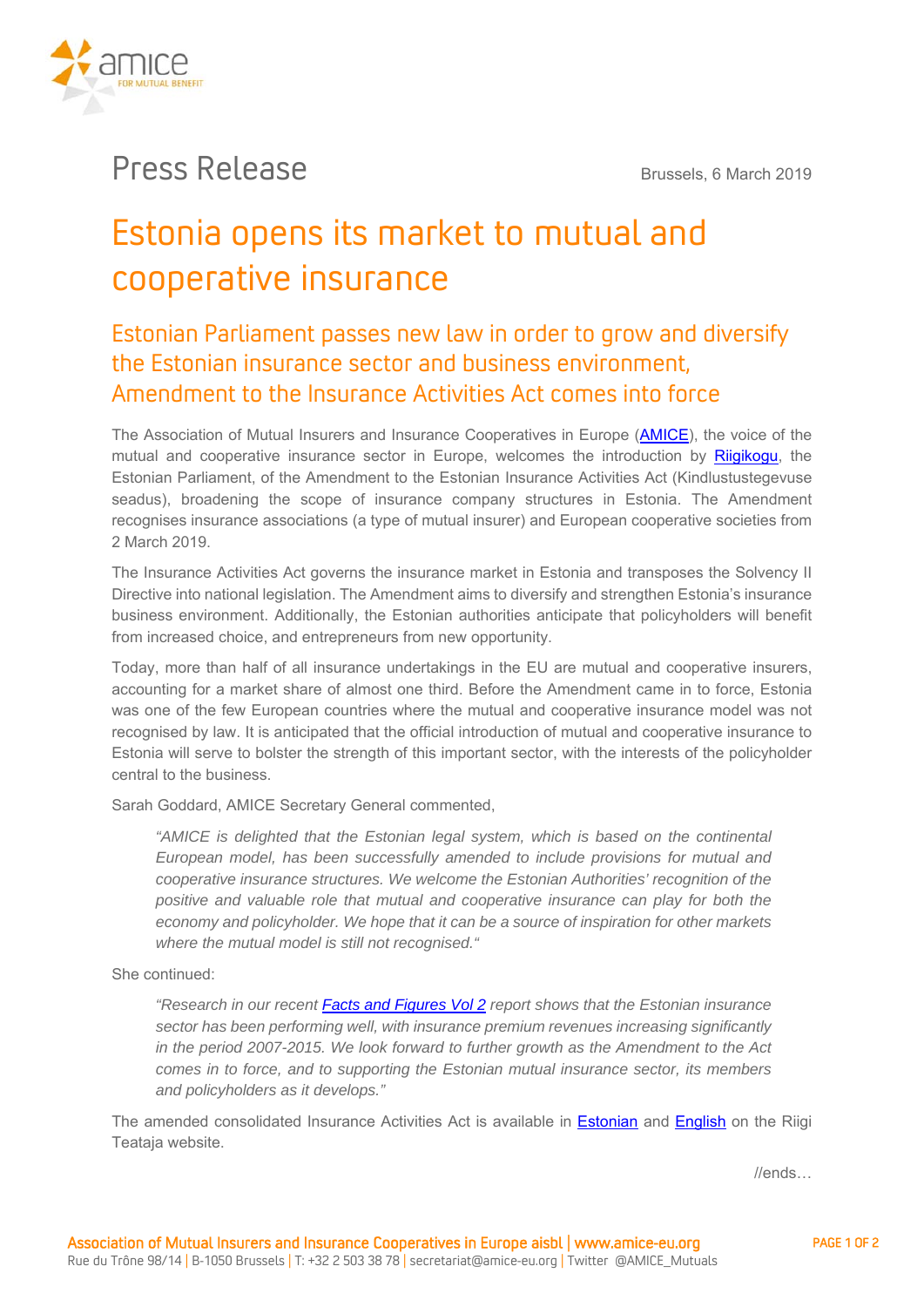# Press Release

Brussels, 6 March 2019

# Estonia opens its market to mutual and cooperative insurance

## Estonian Parliament passes new law in order to grow and diversify the Estonian insurance sector and business environment, Amendment to the Insurance Activities Act comes into force

The Association of Mutual Insurers and Insurance Cooperatives in Europe (AMICE), the voice of the mutual and cooperative insurance sector in Europe, welcomes the introduction by Riigikogu, the Estonian Parliament, of the Amendment to the Estonian Insurance Activities Act (Kindlustustegevuse seadus), broadening the scope of insurance company structures in Estonia. The Amendment recognises insurance associations (a type of mutual insurer) and European cooperative societies from 2 March 2019.

The Insurance Activities Act governs the insurance market in Estonia and transposes the Solvency II Directive into national legislation. The Amendment aims to diversify and strengthen Estonia's insurance business environment. Additionally, the Estonian authorities anticipate that policyholders will benefit from increased choice, and entrepreneurs from new opportunity.

Today, more than half of all insurance undertakings in the EU are mutual and cooperative insurers, accounting for a market share of almost one third. Before the Amendment came in to force, Estonia was one of the few European countries where the mutual and cooperative insurance model was not recognised by law. It is anticipated that the official introduction of mutual and cooperative insurance to Estonia will serve to bolster the strength of this important sector, with the interests of the policyholder central to the business.

Sarah Goddard, AMICE Secretary General commented,

> *"AMICE is delighted that the Estonian legal system, which is based on the continental European model, has been successfully amended to include provisions for mutual and cooperative insurance structures. We welcome the Estonian Authorities' recognition of the positive and valuable role that mutual and cooperative insurance can play for both the economy and policyholder. We hope that it can be a source of inspiration for other markets where the mutual model is still not recognised."*

She continued:

> *"Research in our recent Facts and Figures Vol 2 report shows that the Estonian insurance sector has been performing well, with insurance premium revenues increasing significantly in the period 2007-2015. We look forward to further growth as the Amendment to the Act comes in to force, and to supporting the Estonian mutual insurance sector, its members and policyholders as it develops."*

The amended consolidated Insurance Activities Act is available in Estonian and English on the Riigi Teataja website.

//ends…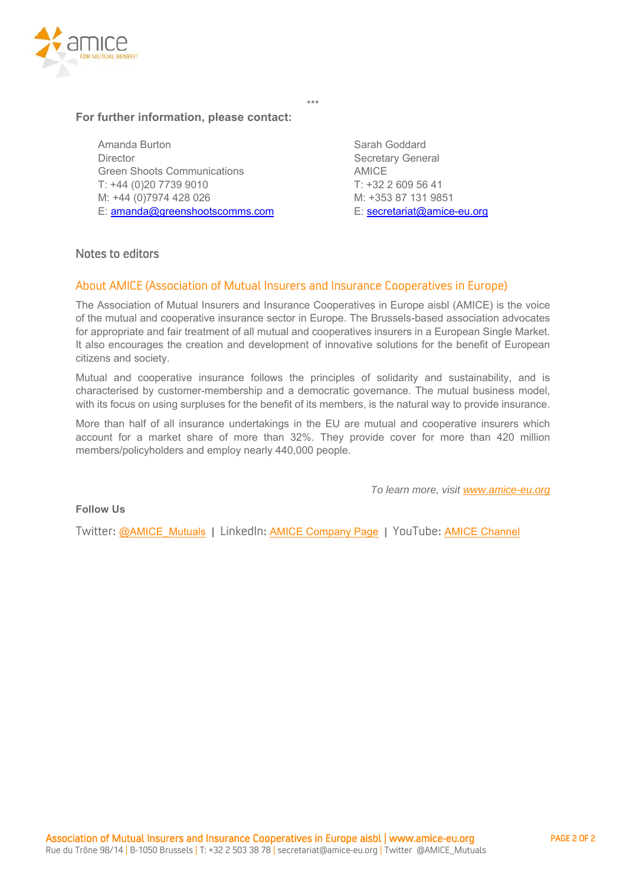\*\*\*

**For further information, please contact:**

Amanda Burton
Director
Green Shoots Communications
T: +44 (0)20 7739 9010
M: +44 (0)7974 428 026
E: amanda@greenshootscomms.com

Sarah Goddard
Secretary General
AMICE
T: +32 2 609 56 41
M: +353 87 131 9851
E: secretariat@amice-eu.org

## Notes to editors

### About AMICE (Association of Mutual Insurers and Insurance Cooperatives in Europe)

The Association of Mutual Insurers and Insurance Cooperatives in Europe aisbl (AMICE) is the voice of the mutual and cooperative insurance sector in Europe. The Brussels-based association advocates for appropriate and fair treatment of all mutual and cooperatives insurers in a European Single Market. It also encourages the creation and development of innovative solutions for the benefit of European citizens and society.

Mutual and cooperative insurance follows the principles of solidarity and sustainability, and is characterised by customer-membership and a democratic governance. The mutual business model, with its focus on using surpluses for the benefit of its members, is the natural way to provide insurance.

More than half of all insurance undertakings in the EU are mutual and cooperative insurers which account for a market share of more than 32%. They provide cover for more than 420 million members/policyholders and employ nearly 440,000 people.

*To learn more, visit www.amice-eu.org*

**Follow Us**

Twitter: @AMICE_Mutuals | LinkedIn: AMICE Company Page | YouTube: AMICE Channel

Association of Mutual Insurers and Insurance Cooperatives in Europe aisbl | www.amice-eu.org
Rue du Trône 98/14 | B-1050 Brussels | T: +32 2 503 38 78 | secretariat@amice-eu.org | Twitter @AMICE_Mutuals